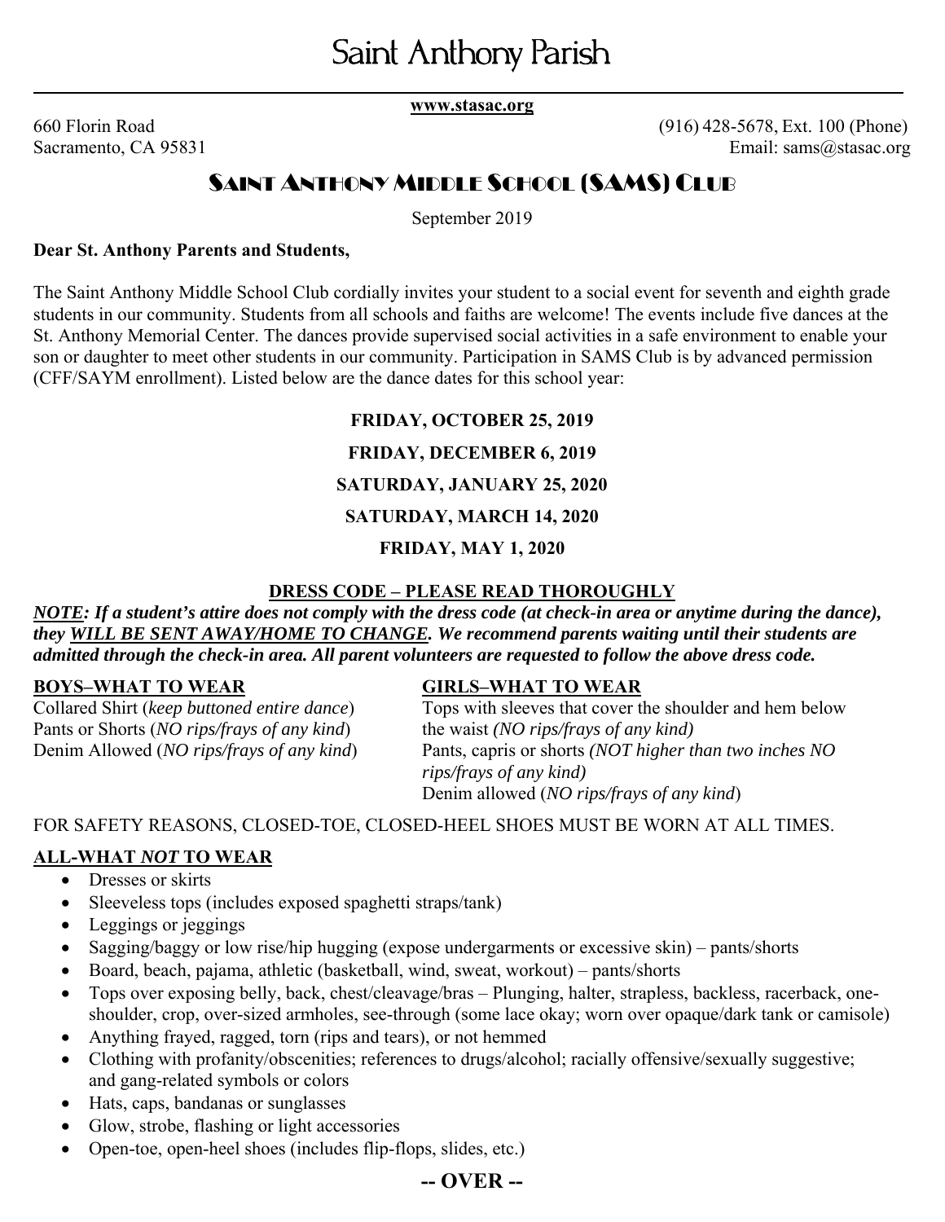# Saint Anthony Parish

**www.stasac.org**

660 Florin Road
Sacramento, CA 95831

(916) 428-5678, Ext. 100 (Phone)
Email: sams@stasac.org

## SAINT ANTHONY MIDDLE SCHOOL (SAMS) CLUB

September 2019

**Dear St. Anthony Parents and Students,**

The Saint Anthony Middle School Club cordially invites your student to a social event for seventh and eighth grade students in our community. Students from all schools and faiths are welcome! The events include five dances at the St. Anthony Memorial Center. The dances provide supervised social activities in a safe environment to enable your son or daughter to meet other students in our community. Participation in SAMS Club is by advanced permission (CFF/SAYM enrollment). Listed below are the dance dates for this school year:

**FRIDAY, OCTOBER 25, 2019**

**FRIDAY, DECEMBER 6, 2019**

**SATURDAY, JANUARY 25, 2020**

**SATURDAY, MARCH 14, 2020**

**FRIDAY, MAY 1, 2020**

### DRESS CODE – PLEASE READ THOROUGHLY

***NOTE*: *If a student's attire does not comply with the dress code (at check-in area or anytime during the dance), they WILL BE SENT AWAY/HOME TO CHANGE. We recommend parents waiting until their students are admitted through the check-in area. All parent volunteers are requested to follow the above dress code.***

**BOYS–WHAT TO WEAR**

Collared Shirt (*keep buttoned entire dance*)
Pants or Shorts (*NO rips/frays of any kind*)
Denim Allowed (*NO rips/frays of any kind*)

**GIRLS–WHAT TO WEAR**

Tops with sleeves that cover the shoulder and hem below the waist *(NO rips/frays of any kind)*
Pants, capris or shorts *(NOT higher than two inches NO rips/frays of any kind)*
Denim allowed (*NO rips/frays of any kind*)

FOR SAFETY REASONS, CLOSED-TOE, CLOSED-HEEL SHOES MUST BE WORN AT ALL TIMES.

**ALL-WHAT *NOT* TO WEAR**

- Dresses or skirts
- Sleeveless tops (includes exposed spaghetti straps/tank)
- Leggings or jeggings
- Sagging/baggy or low rise/hip hugging (expose undergarments or excessive skin) – pants/shorts
- Board, beach, pajama, athletic (basketball, wind, sweat, workout) – pants/shorts
- Tops over exposing belly, back, chest/cleavage/bras – Plunging, halter, strapless, backless, racerback, one-shoulder, crop, over-sized armholes, see-through (some lace okay; worn over opaque/dark tank or camisole)
- Anything frayed, ragged, torn (rips and tears), or not hemmed
- Clothing with profanity/obscenities; references to drugs/alcohol; racially offensive/sexually suggestive; and gang-related symbols or colors
- Hats, caps, bandanas or sunglasses
- Glow, strobe, flashing or light accessories
- Open-toe, open-heel shoes (includes flip-flops, slides, etc.)

**-- OVER --**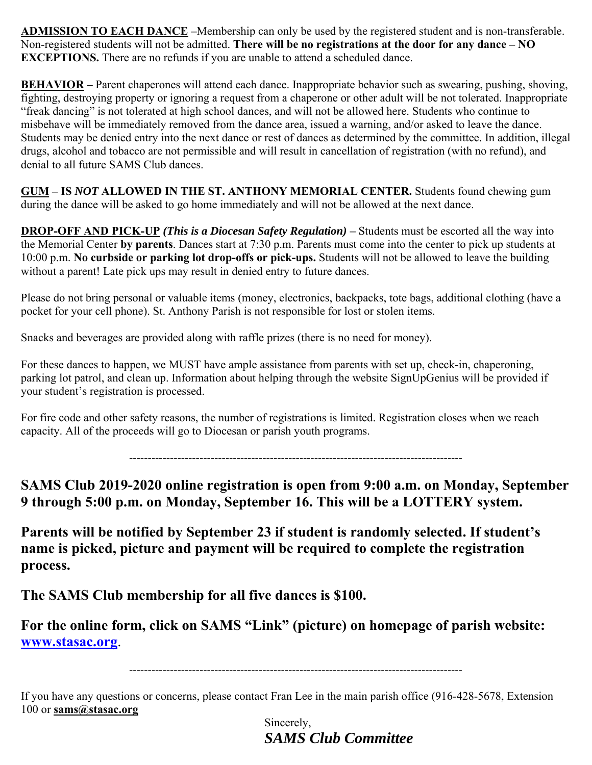**ADMISSION TO EACH DANCE** –Membership can only be used by the registered student and is non-transferable. Non-registered students will not be admitted. **There will be no registrations at the door for any dance – NO EXCEPTIONS.** There are no refunds if you are unable to attend a scheduled dance.

**BEHAVIOR** – Parent chaperones will attend each dance. Inappropriate behavior such as swearing, pushing, shoving, fighting, destroying property or ignoring a request from a chaperone or other adult will be not tolerated. Inappropriate "freak dancing" is not tolerated at high school dances, and will not be allowed here. Students who continue to misbehave will be immediately removed from the dance area, issued a warning, and/or asked to leave the dance. Students may be denied entry into the next dance or rest of dances as determined by the committee. In addition, illegal drugs, alcohol and tobacco are not permissible and will result in cancellation of registration (with no refund), and denial to all future SAMS Club dances.

**GUM – IS *NOT* ALLOWED IN THE ST. ANTHONY MEMORIAL CENTER.** Students found chewing gum during the dance will be asked to go home immediately and will not be allowed at the next dance.

**DROP-OFF AND PICK-UP** ***(This is a Diocesan Safety Regulation)*** **–** Students must be escorted all the way into the Memorial Center **by parents**. Dances start at 7:30 p.m. Parents must come into the center to pick up students at 10:00 p.m. **No curbside or parking lot drop-offs or pick-ups.** Students will not be allowed to leave the building without a parent! Late pick ups may result in denied entry to future dances.

Please do not bring personal or valuable items (money, electronics, backpacks, tote bags, additional clothing (have a pocket for your cell phone). St. Anthony Parish is not responsible for lost or stolen items.

Snacks and beverages are provided along with raffle prizes (there is no need for money).

For these dances to happen, we MUST have ample assistance from parents with set up, check-in, chaperoning, parking lot patrol, and clean up. Information about helping through the website SignUpGenius will be provided if your student's registration is processed.

For fire code and other safety reasons, the number of registrations is limited. Registration closes when we reach capacity. All of the proceeds will go to Diocesan or parish youth programs.

---

**SAMS Club 2019-2020 online registration is open from 9:00 a.m. on Monday, September 9 through 5:00 p.m. on Monday, September 16. This will be a LOTTERY system.**

**Parents will be notified by September 23 if student is randomly selected. If student's name is picked, picture and payment will be required to complete the registration process.**

**The SAMS Club membership for all five dances is $100.**

**For the online form, click on SAMS "Link" (picture) on homepage of parish website: www.stasac.org.**

---

If you have any questions or concerns, please contact Fran Lee in the main parish office (916-428-5678, Extension 100 or **sams@stasac.org**

Sincerely,

***SAMS Club Committee***